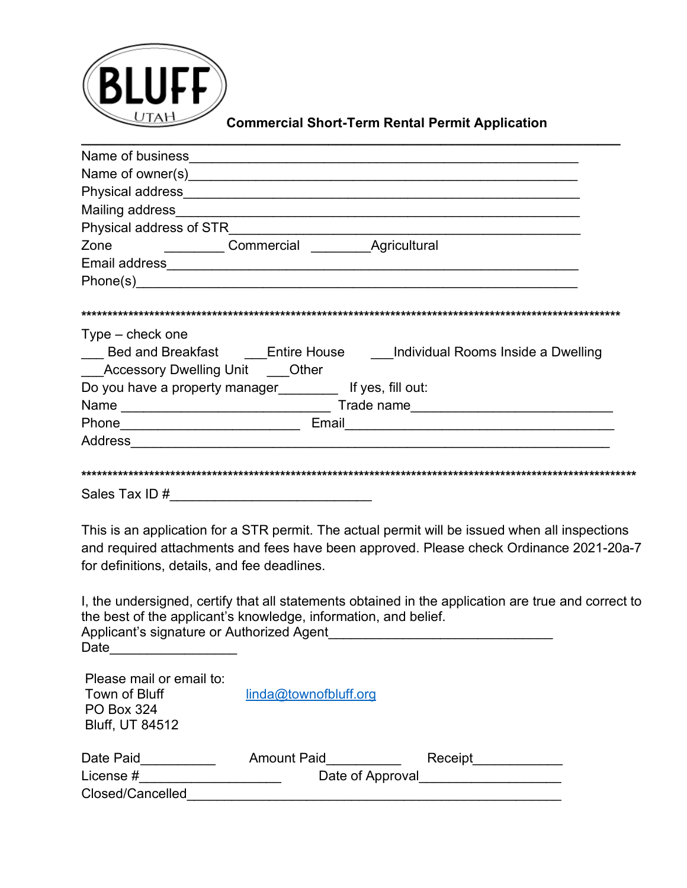BLUFF
UTAH

# Commercial Short-Term Rental Permit Application

Name of business_______________________________________________________

Name of owner(s)_______________________________________________________

Physical address_______________________________________________________

Mailing address________________________________________________________

Physical address of STR_________________________________________________

Zone ________ Commercial ________Agricultural

Email address__________________________________________________________

Phone(s)______________________________________________________________

**********************************************************************************************************

Type – check one

___ Bed and Breakfast ___Entire House ___Individual Rooms Inside a Dwelling

___Accessory Dwelling Unit ___Other

Do you have a property manager________ If yes, fill out:

Name ___________________________ Trade name__________________________

Phone_______________________ Email___________________________________

Address_________________________________________________________________

**********************************************************************************************************

Sales Tax ID #__________________________

This is an application for a STR permit. The actual permit will be issued when all inspections and required attachments and fees have been approved. Please check Ordinance 2021-20a-7 for definitions, details, and fee deadlines.

I, the undersigned, certify that all statements obtained in the application are true and correct to the best of the applicant's knowledge, information, and belief.

Applicant's signature or Authorized Agent_____________________________

Date_________________

Please mail or email to:
Town of Bluff
PO Box 324
Bluff, UT 84512

linda@townofbluff.org

Date Paid__________ Amount Paid__________ Receipt____________

License #__________________ Date of Approval__________________

Closed/Cancelled__________________________________________________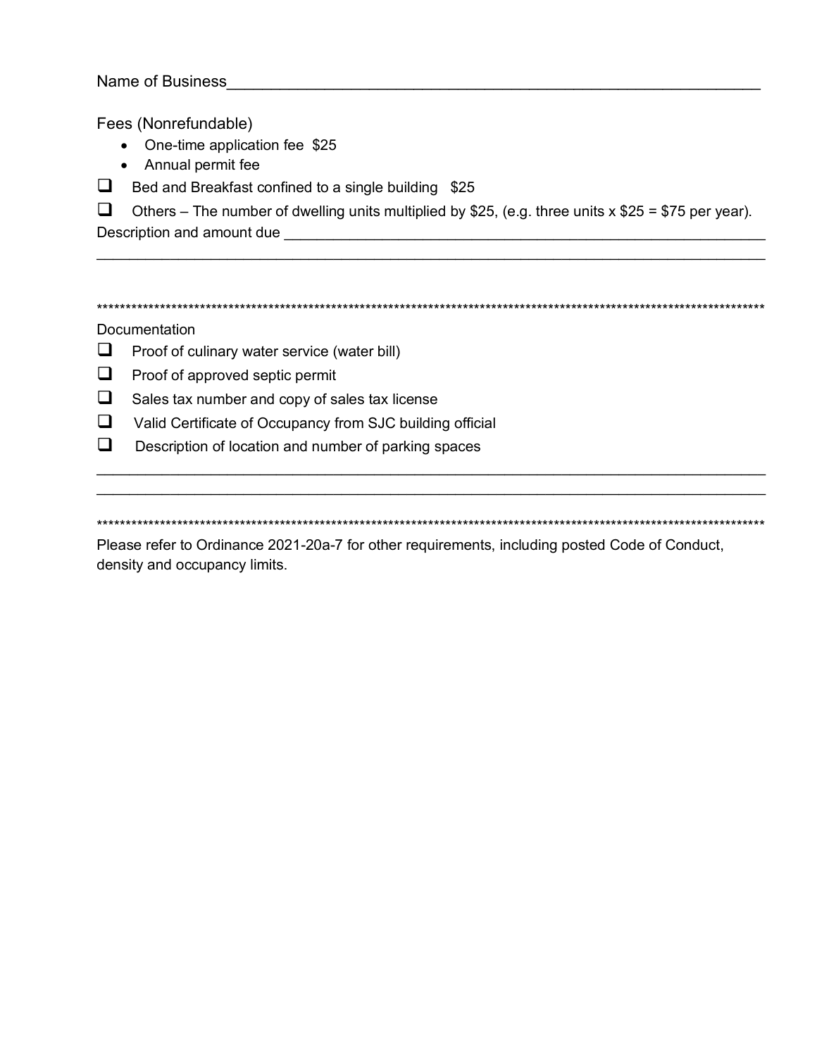Name of Business_______________________________________________________________

Fees (Nonrefundable)

- One-time application fee $25
- Annual permit fee

- [ ] Bed and Breakfast confined to a single building $25
- [ ] Others – The number of dwelling units multiplied by $25, (e.g. three units x $25 = $75 per year).

Description and amount due ________________________________________________________________

__________________________________________________________________________________________

*******************************************************************************************************************

Documentation

- [ ] Proof of culinary water service (water bill)
- [ ] Proof of approved septic permit
- [ ] Sales tax number and copy of sales tax license
- [ ] Valid Certificate of Occupancy from SJC building official
- [ ] Description of location and number of parking spaces

__________________________________________________________________________________________

__________________________________________________________________________________________

*******************************************************************************************************************

Please refer to Ordinance 2021-20a-7 for other requirements, including posted Code of Conduct, density and occupancy limits.